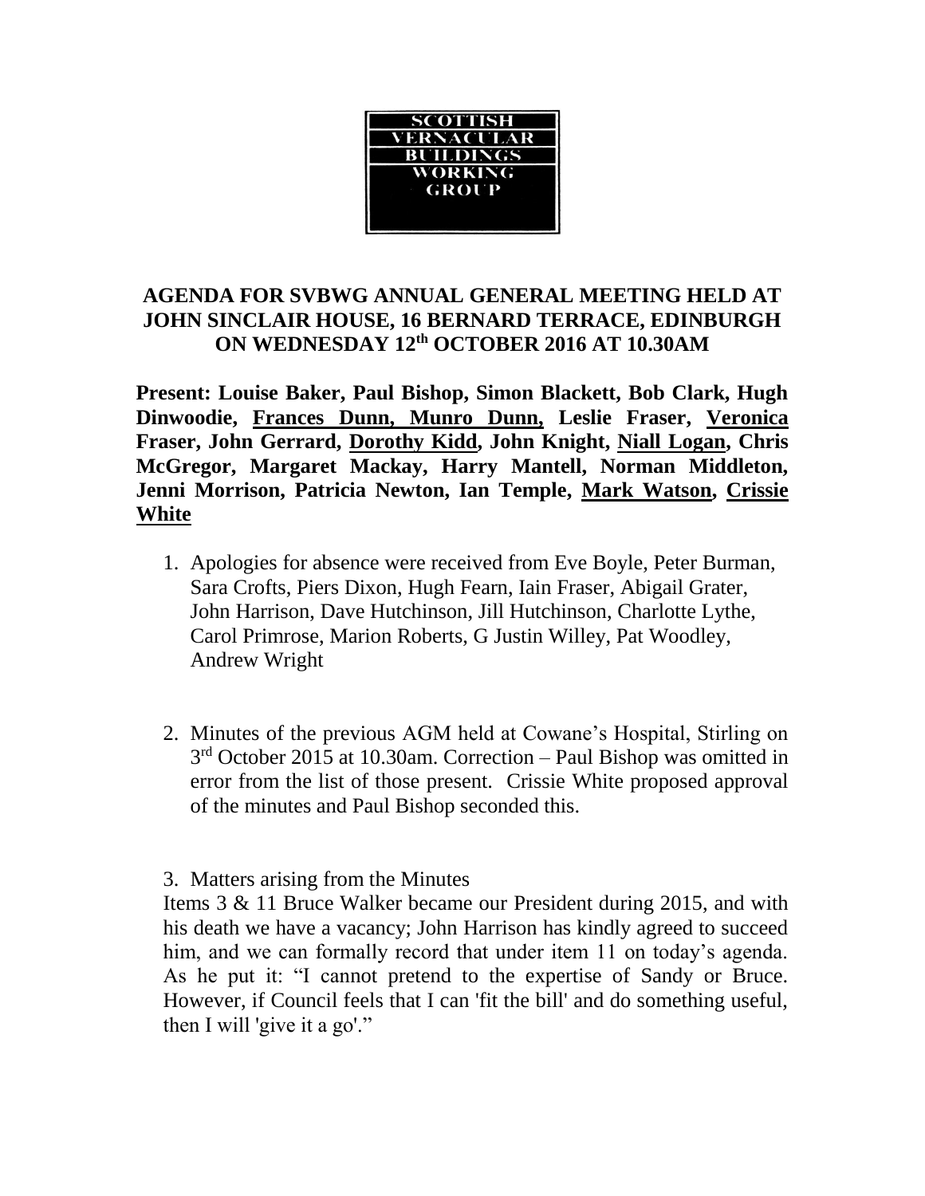SCOTTISH
VERNACULAR
BUILDINGS
WORKING
GROUP

**AGENDA FOR SVBWG ANNUAL GENERAL MEETING HELD AT JOHN SINCLAIR HOUSE, 16 BERNARD TERRACE, EDINBURGH ON WEDNESDAY 12th OCTOBER 2016 AT 10.30AM**

**Present: Louise Baker, Paul Bishop, Simon Blackett, Bob Clark, Hugh Dinwoodie, <u>Frances Dunn, Munro Dunn,</u> Leslie Fraser, <u>Veronica Fraser</u>, John Gerrard, <u>Dorothy Kidd</u>, John Knight, <u>Niall Logan</u>, Chris McGregor, Margaret Mackay, Harry Mantell, Norman Middleton, Jenni Morrison, Patricia Newton, Ian Temple, <u>Mark Watson</u>, <u>Crissie White</u>**

1. Apologies for absence were received from Eve Boyle, Peter Burman, Sara Crofts, Piers Dixon, Hugh Fearn, Iain Fraser, Abigail Grater, John Harrison, Dave Hutchinson, Jill Hutchinson, Charlotte Lythe, Carol Primrose, Marion Roberts, G Justin Willey, Pat Woodley, Andrew Wright

2. Minutes of the previous AGM held at Cowane's Hospital, Stirling on 3rd October 2015 at 10.30am. Correction – Paul Bishop was omitted in error from the list of those present. Crissie White proposed approval of the minutes and Paul Bishop seconded this.

3. Matters arising from the Minutes

Items 3 & 11 Bruce Walker became our President during 2015, and with his death we have a vacancy; John Harrison has kindly agreed to succeed him, and we can formally record that under item 11 on today's agenda. As he put it: "I cannot pretend to the expertise of Sandy or Bruce. However, if Council feels that I can 'fit the bill' and do something useful, then I will 'give it a go'."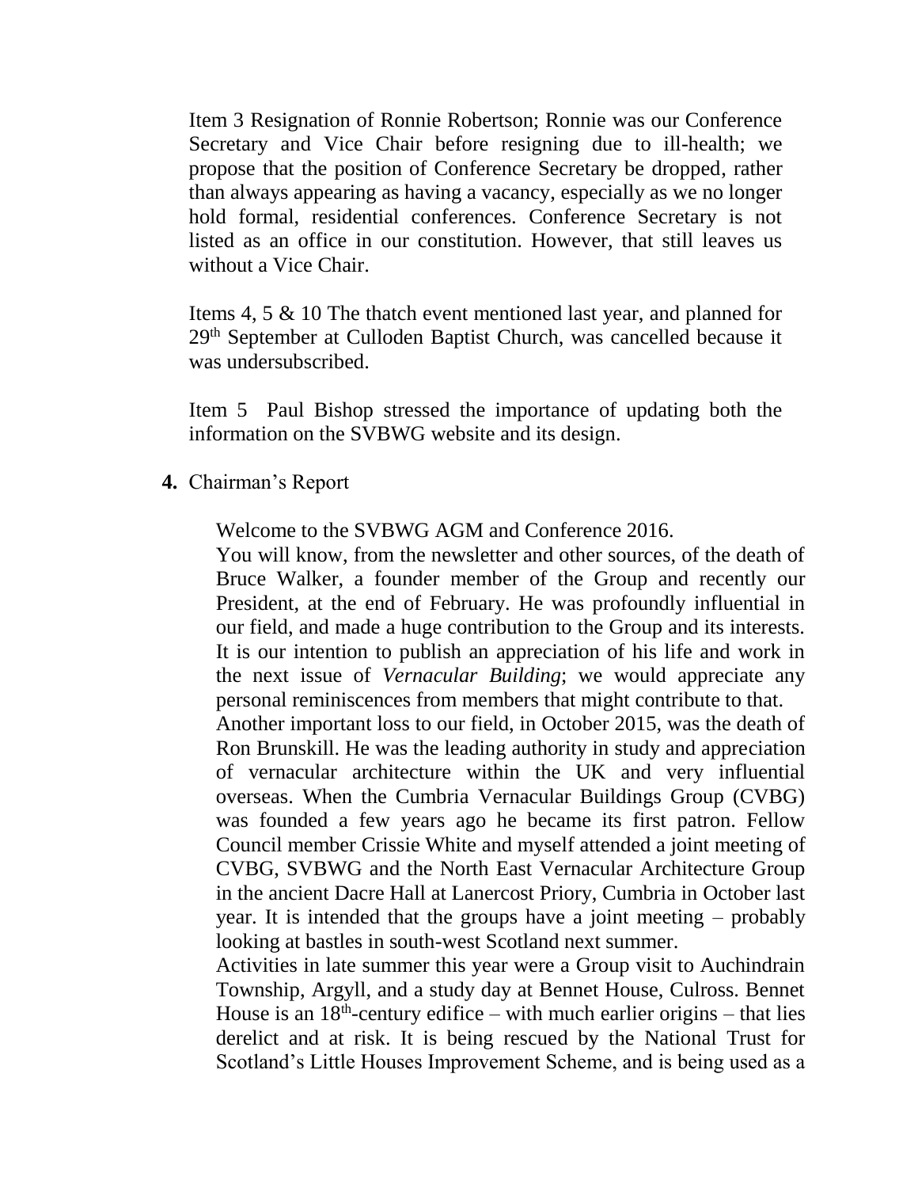Item 3 Resignation of Ronnie Robertson; Ronnie was our Conference Secretary and Vice Chair before resigning due to ill-health; we propose that the position of Conference Secretary be dropped, rather than always appearing as having a vacancy, especially as we no longer hold formal, residential conferences. Conference Secretary is not listed as an office in our constitution. However, that still leaves us without a Vice Chair.

Items 4, 5 & 10 The thatch event mentioned last year, and planned for 29th September at Culloden Baptist Church, was cancelled because it was undersubscribed.

Item 5 Paul Bishop stressed the importance of updating both the information on the SVBWG website and its design.

**4.** Chairman's Report

Welcome to the SVBWG AGM and Conference 2016.
You will know, from the newsletter and other sources, of the death of Bruce Walker, a founder member of the Group and recently our President, at the end of February. He was profoundly influential in our field, and made a huge contribution to the Group and its interests. It is our intention to publish an appreciation of his life and work in the next issue of *Vernacular Building*; we would appreciate any personal reminiscences from members that might contribute to that.
Another important loss to our field, in October 2015, was the death of Ron Brunskill. He was the leading authority in study and appreciation of vernacular architecture within the UK and very influential overseas. When the Cumbria Vernacular Buildings Group (CVBG) was founded a few years ago he became its first patron. Fellow Council member Crissie White and myself attended a joint meeting of CVBG, SVBWG and the North East Vernacular Architecture Group in the ancient Dacre Hall at Lanercost Priory, Cumbria in October last year. It is intended that the groups have a joint meeting – probably looking at bastles in south-west Scotland next summer.
Activities in late summer this year were a Group visit to Auchindrain Township, Argyll, and a study day at Bennet House, Culross. Bennet House is an 18th-century edifice – with much earlier origins – that lies derelict and at risk. It is being rescued by the National Trust for Scotland's Little Houses Improvement Scheme, and is being used as a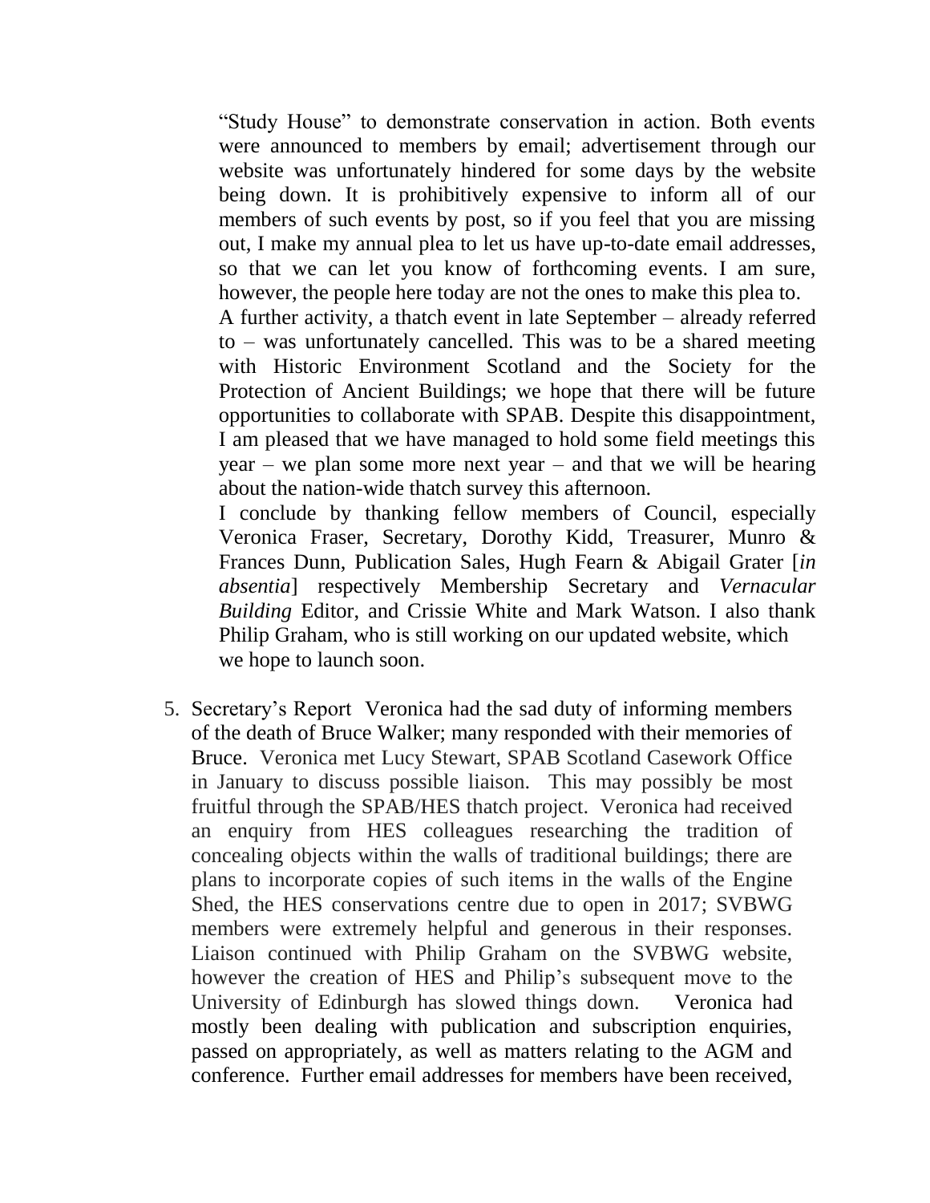"Study House" to demonstrate conservation in action. Both events were announced to members by email; advertisement through our website was unfortunately hindered for some days by the website being down. It is prohibitively expensive to inform all of our members of such events by post, so if you feel that you are missing out, I make my annual plea to let us have up-to-date email addresses, so that we can let you know of forthcoming events. I am sure, however, the people here today are not the ones to make this plea to.

A further activity, a thatch event in late September – already referred to – was unfortunately cancelled. This was to be a shared meeting with Historic Environment Scotland and the Society for the Protection of Ancient Buildings; we hope that there will be future opportunities to collaborate with SPAB. Despite this disappointment, I am pleased that we have managed to hold some field meetings this year – we plan some more next year – and that we will be hearing about the nation-wide thatch survey this afternoon.

I conclude by thanking fellow members of Council, especially Veronica Fraser, Secretary, Dorothy Kidd, Treasurer, Munro & Frances Dunn, Publication Sales, Hugh Fearn & Abigail Grater [*in absentia*] respectively Membership Secretary and *Vernacular Building* Editor, and Crissie White and Mark Watson. I also thank Philip Graham, who is still working on our updated website, which we hope to launch soon.

5. Secretary's Report Veronica had the sad duty of informing members of the death of Bruce Walker; many responded with their memories of Bruce. Veronica met Lucy Stewart, SPAB Scotland Casework Office in January to discuss possible liaison. This may possibly be most fruitful through the SPAB/HES thatch project. Veronica had received an enquiry from HES colleagues researching the tradition of concealing objects within the walls of traditional buildings; there are plans to incorporate copies of such items in the walls of the Engine Shed, the HES conservations centre due to open in 2017; SVBWG members were extremely helpful and generous in their responses. Liaison continued with Philip Graham on the SVBWG website, however the creation of HES and Philip's subsequent move to the University of Edinburgh has slowed things down. Veronica had mostly been dealing with publication and subscription enquiries, passed on appropriately, as well as matters relating to the AGM and conference. Further email addresses for members have been received,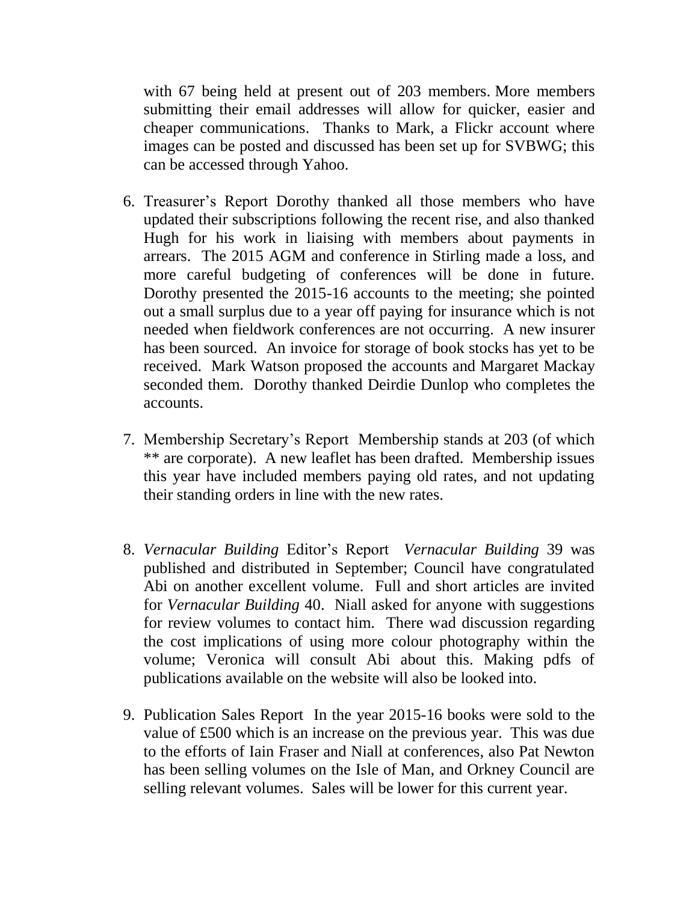with 67 being held at present out of 203 members. More members submitting their email addresses will allow for quicker, easier and cheaper communications. Thanks to Mark, a Flickr account where images can be posted and discussed has been set up for SVBWG; this can be accessed through Yahoo.

6. Treasurer's Report Dorothy thanked all those members who have updated their subscriptions following the recent rise, and also thanked Hugh for his work in liaising with members about payments in arrears. The 2015 AGM and conference in Stirling made a loss, and more careful budgeting of conferences will be done in future. Dorothy presented the 2015-16 accounts to the meeting; she pointed out a small surplus due to a year off paying for insurance which is not needed when fieldwork conferences are not occurring. A new insurer has been sourced. An invoice for storage of book stocks has yet to be received. Mark Watson proposed the accounts and Margaret Mackay seconded them. Dorothy thanked Deirdie Dunlop who completes the accounts.

7. Membership Secretary's Report Membership stands at 203 (of which ** are corporate). A new leaflet has been drafted. Membership issues this year have included members paying old rates, and not updating their standing orders in line with the new rates.

8. *Vernacular Building* Editor's Report *Vernacular Building* 39 was published and distributed in September; Council have congratulated Abi on another excellent volume. Full and short articles are invited for *Vernacular Building* 40. Niall asked for anyone with suggestions for review volumes to contact him. There wad discussion regarding the cost implications of using more colour photography within the volume; Veronica will consult Abi about this. Making pdfs of publications available on the website will also be looked into.

9. Publication Sales Report In the year 2015-16 books were sold to the value of £500 which is an increase on the previous year. This was due to the efforts of Iain Fraser and Niall at conferences, also Pat Newton has been selling volumes on the Isle of Man, and Orkney Council are selling relevant volumes. Sales will be lower for this current year.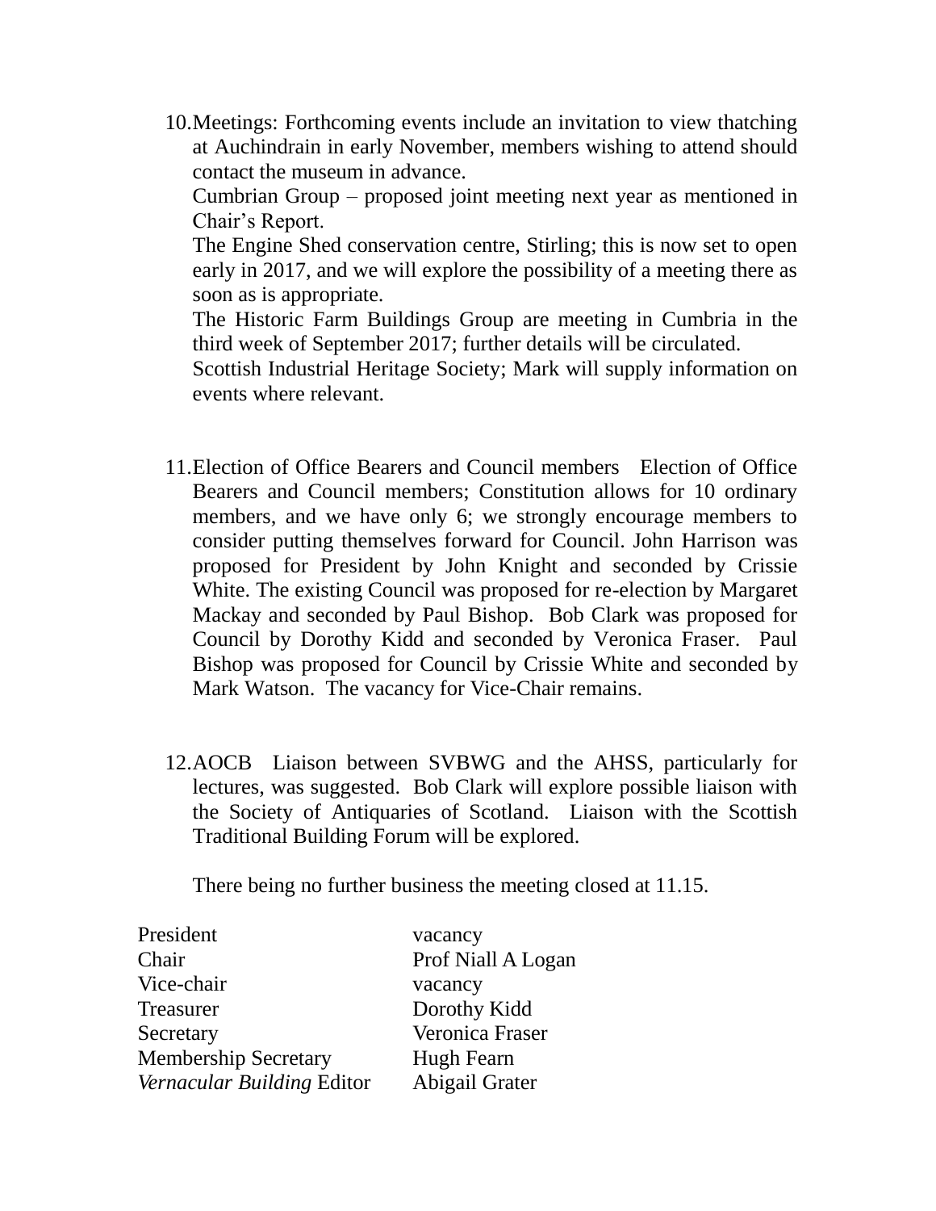10. Meetings: Forthcoming events include an invitation to view thatching at Auchindrain in early November, members wishing to attend should contact the museum in advance.

    Cumbrian Group – proposed joint meeting next year as mentioned in Chair's Report.

    The Engine Shed conservation centre, Stirling; this is now set to open early in 2017, and we will explore the possibility of a meeting there as soon as is appropriate.

    The Historic Farm Buildings Group are meeting in Cumbria in the third week of September 2017; further details will be circulated.

    Scottish Industrial Heritage Society; Mark will supply information on events where relevant.

11. Election of Office Bearers and Council members Election of Office Bearers and Council members; Constitution allows for 10 ordinary members, and we have only 6; we strongly encourage members to consider putting themselves forward for Council. John Harrison was proposed for President by John Knight and seconded by Crissie White. The existing Council was proposed for re-election by Margaret Mackay and seconded by Paul Bishop. Bob Clark was proposed for Council by Dorothy Kidd and seconded by Veronica Fraser. Paul Bishop was proposed for Council by Crissie White and seconded by Mark Watson. The vacancy for Vice-Chair remains.

12. AOCB Liaison between SVBWG and the AHSS, particularly for lectures, was suggested. Bob Clark will explore possible liaison with the Society of Antiquaries of Scotland. Liaison with the Scottish Traditional Building Forum will be explored.

    There being no further business the meeting closed at 11.15.

| | |
|---|---|
| President | vacancy |
| Chair | Prof Niall A Logan |
| Vice-chair | vacancy |
| Treasurer | Dorothy Kidd |
| Secretary | Veronica Fraser |
| Membership Secretary | Hugh Fearn |
| *Vernacular Building* Editor | Abigail Grater |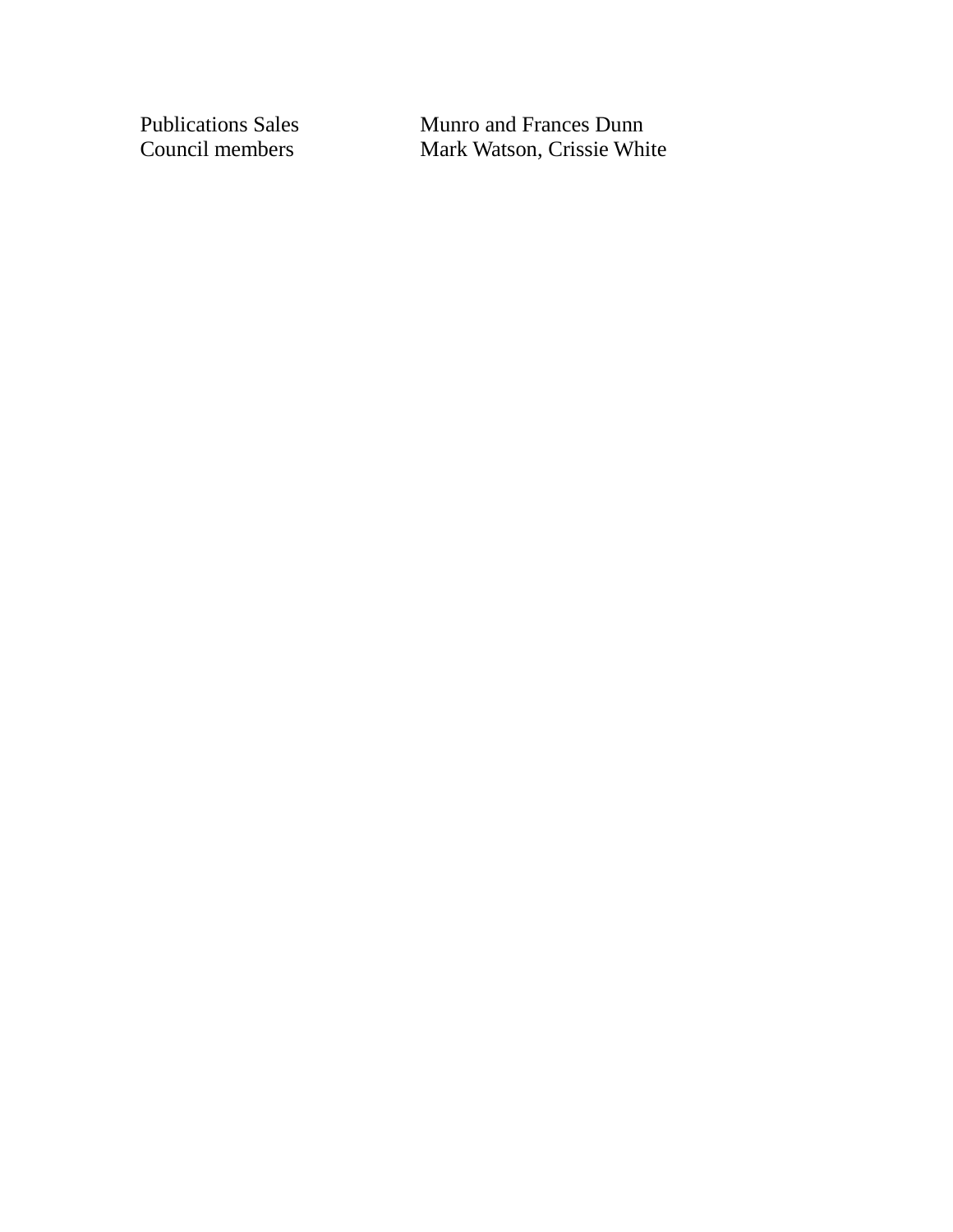| | |
|---|---|
| Publications Sales | Munro and Frances Dunn |
| Council members | Mark Watson, Crissie White |